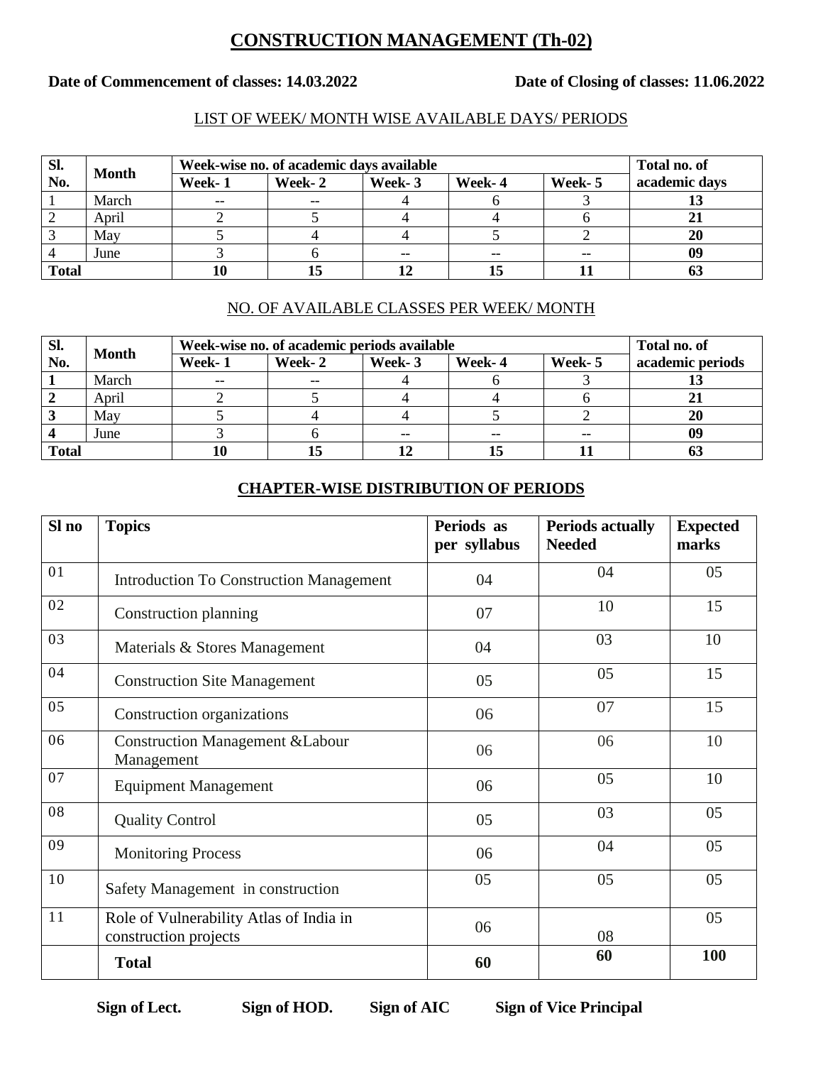# CONSTRUCTION MANAGEMENT (Th-02)

**Date of Commencement of classes: 14.03.2022** **Date of Closing of classes: 11.06.2022**

## LIST OF WEEK/ MONTH WISE AVAILABLE DAYS/ PERIODS

| Sl. No. | Month | Week-wise no. of academic days available | | | | | Total no. of academic days |
|---|---|---|---|---|---|---|---|
| | | Week- 1 | Week- 2 | Week- 3 | Week- 4 | Week- 5 | |
| 1 | March | -- | -- | 4 | 6 | 3 | **13** |
| 2 | April | 2 | 5 | 4 | 4 | 6 | **21** |
| 3 | May | 5 | 4 | 4 | 5 | 2 | **20** |
| 4 | June | 3 | 6 | -- | -- | -- | **09** |
| **Total** | | **10** | **15** | **12** | **15** | **11** | **63** |

## NO. OF AVAILABLE CLASSES PER WEEK/ MONTH

| Sl. No. | Month | Week-wise no. of academic periods available | | | | | Total no. of academic periods |
|---|---|---|---|---|---|---|---|
| | | Week- 1 | Week- 2 | Week- 3 | Week- 4 | Week- 5 | |
| **1** | March | -- | -- | 4 | 6 | 3 | **13** |
| **2** | April | 2 | 5 | 4 | 4 | 6 | **21** |
| **3** | May | 5 | 4 | 4 | 5 | 2 | **20** |
| **4** | June | 3 | 6 | -- | -- | -- | **09** |
| **Total** | | **10** | **15** | **12** | **15** | **11** | **63** |

## CHAPTER-WISE DISTRIBUTION OF PERIODS

| Sl no | Topics | Periods as per syllabus | Periods actually Needed | Expected marks |
|---|---|---|---|---|
| 01 | Introduction To Construction Management | 04 | 04 | 05 |
| 02 | Construction planning | 07 | 10 | 15 |
| 03 | Materials & Stores Management | 04 | 03 | 10 |
| 04 | Construction Site Management | 05 | 05 | 15 |
| 05 | Construction organizations | 06 | 07 | 15 |
| 06 | Construction Management &Labour Management | 06 | 06 | 10 |
| 07 | Equipment Management | 06 | 05 | 10 |
| 08 | Quality Control | 05 | 03 | 05 |
| 09 | Monitoring Process | 06 | 04 | 05 |
| 10 | Safety Management in construction | 05 | 05 | 05 |
| 11 | Role of Vulnerability Atlas of India in construction projects | 06 | 08 | 05 |
| | **Total** | **60** | **60** | **100** |

**Sign of Lect.** **Sign of HOD.** **Sign of AIC** **Sign of Vice Principal**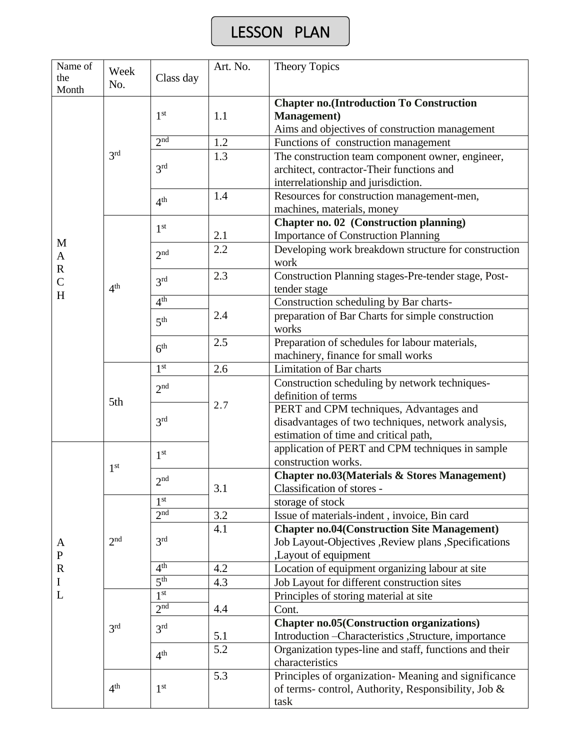# LESSON PLAN

| Name of the Month | Week No. | Class day | Art. No. | Theory Topics |
|---|---|---|---|---|
| MARCH | 3rd | 1st | 1.1 | **Chapter no.(Introduction To Construction Management)** Aims and objectives of construction management |
| | | 2nd | 1.2 | Functions of construction management |
| | | 3rd | 1.3 | The construction team component owner, engineer, architect, contractor-Their functions and interrelationship and jurisdiction. |
| | | 4th | 1.4 | Resources for construction management-men, machines, materials, money |
| | 4th | 1st | 2.1 | **Chapter no. 02 (Construction planning)** Importance of Construction Planning |
| | | 2nd | 2.2 | Developing work breakdown structure for construction work |
| | | 3rd | 2.3 | Construction Planning stages-Pre-tender stage, Post-tender stage |
| | | 4th | 2.4 | Construction scheduling by Bar charts- |
| | | 5th | | preparation of Bar Charts for simple construction works |
| | | 6th | 2.5 | Preparation of schedules for labour materials, machinery, finance for small works |
| | 5th | 1st | 2.6 | Limitation of Bar charts |
| | | 2nd | 2.7 | Construction scheduling by network techniques-definition of terms |
| | | 3rd | | PERT and CPM techniques, Advantages and disadvantages of two techniques, network analysis, estimation of time and critical path, |
| APRIL | 1st | 1st | | application of PERT and CPM techniques in sample construction works. |
| | | 2nd | 3.1 | **Chapter no.03(Materials & Stores Management)** Classification of stores - |
| | 2nd | 1st | | storage of stock |
| | | 2nd | 3.2 | Issue of materials-indent , invoice, Bin card |
| | | 3rd | 4.1 | **Chapter no.04(Construction Site Management)** Job Layout-Objectives ,Review plans ,Specifications ,Layout of equipment |
| | | 4th | 4.2 | Location of equipment organizing labour at site |
| | | 5th | 4.3 | Job Layout for different construction sites |
| | 3rd | 1st | 4.4 | Principles of storing material at site |
| | | 2nd | | Cont. |
| | | 3rd | 5.1 | **Chapter no.05(Construction organizations)** Introduction –Characteristics ,Structure, importance |
| | | 4th | 5.2 | Organization types-line and staff, functions and their characteristics |
| | 4th | 1st | 5.3 | Principles of organization- Meaning and significance of terms- control, Authority, Responsibility, Job & task |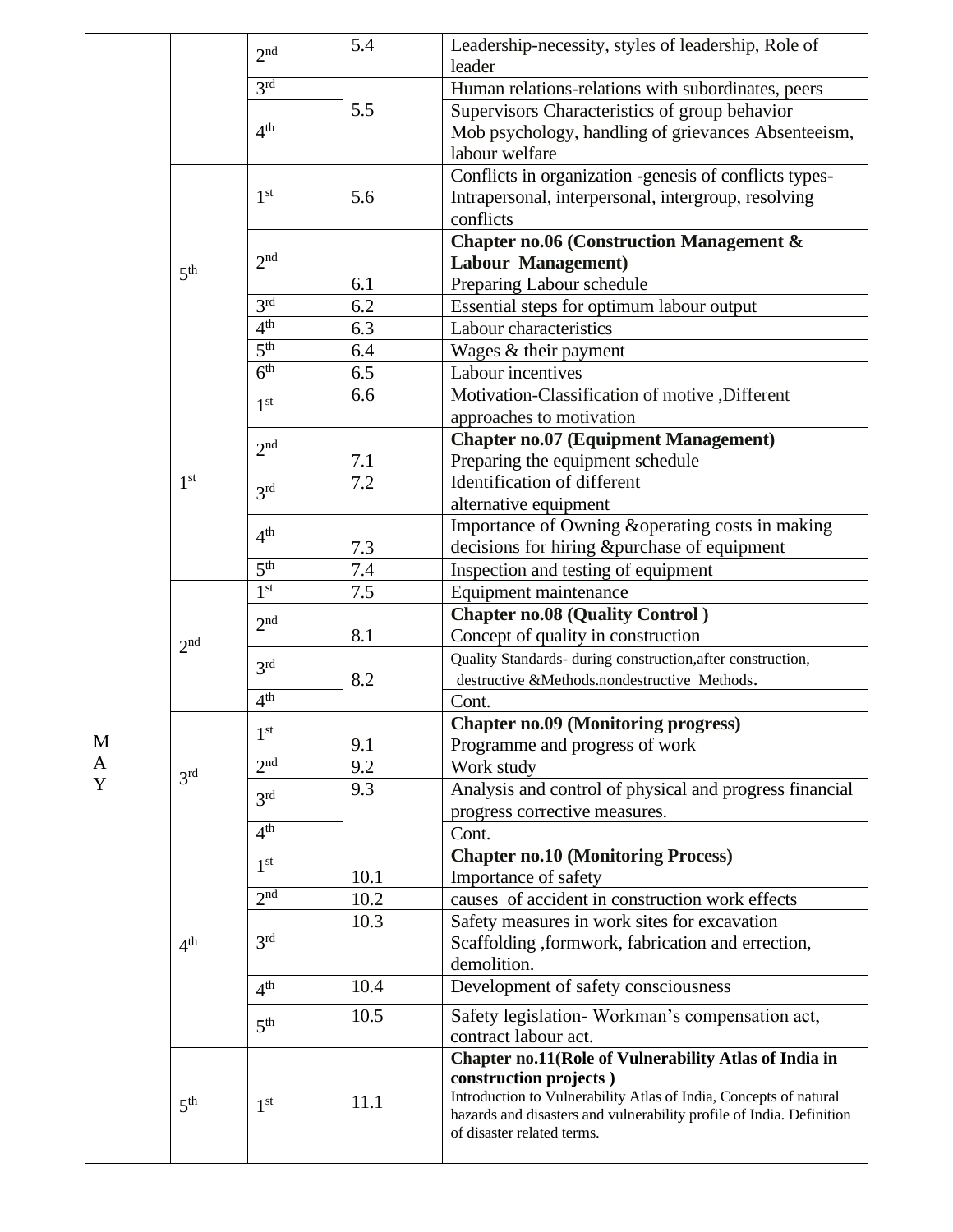| | | | | |
|---|---|---|---|---|
| | | 2nd | 5.4 | Leadership-necessity, styles of leadership, Role of leader |
| | | 3rd | 5.5 | Human relations-relations with subordinates, peers |
| | | 4th | | Supervisors Characteristics of group behavior Mob psychology, handling of grievances Absenteeism, labour welfare |
| | 5th | 1st | 5.6 | Conflicts in organization -genesis of conflicts types- Intrapersonal, interpersonal, intergroup, resolving conflicts |
| | | 2nd | 6.1 | **Chapter no.06 (Construction Management & Labour Management)** Preparing Labour schedule |
| | | 3rd | 6.2 | Essential steps for optimum labour output |
| | | 4th | 6.3 | Labour characteristics |
| | | 5th | 6.4 | Wages & their payment |
| | | 6th | 6.5 | Labour incentives |
| MAY | 1st | 1st | 6.6 | Motivation-Classification of motive ,Different approaches to motivation |
| | | 2nd | 7.1 | **Chapter no.07 (Equipment Management)** Preparing the equipment schedule |
| | | 3rd | 7.2 | Identification of different alternative equipment |
| | | 4th | 7.3 | Importance of Owning &operating costs in making decisions for hiring &purchase of equipment |
| | | 5th | 7.4 | Inspection and testing of equipment |
| | 2nd | 1st | 7.5 | Equipment maintenance |
| | | 2nd | 8.1 | **Chapter no.08 (Quality Control )** Concept of quality in construction |
| | | 3rd | 8.2 | Quality Standards- during construction,after construction, destructive &Methods.nondestructive Methods. |
| | | 4th | | Cont. |
| | 3rd | 1st | 9.1 | **Chapter no.09 (Monitoring progress)** Programme and progress of work |
| | | 2nd | 9.2 | Work study |
| | | 3rd | 9.3 | Analysis and control of physical and progress financial progress corrective measures. |
| | | 4th | | Cont. |
| | 4th | 1st | 10.1 | **Chapter no.10 (Monitoring Process)** Importance of safety |
| | | 2nd | 10.2 | causes of accident in construction work effects |
| | | 3rd | 10.3 | Safety measures in work sites for excavation Scaffolding ,formwork, fabrication and errection, demolition. |
| | | 4th | 10.4 | Development of safety consciousness |
| | | 5th | 10.5 | Safety legislation- Workman's compensation act, contract labour act. |
| | 5th | 1st | 11.1 | **Chapter no.11(Role of Vulnerability Atlas of India in construction projects )** Introduction to Vulnerability Atlas of India, Concepts of natural hazards and disasters and vulnerability profile of India. Definition of disaster related terms. |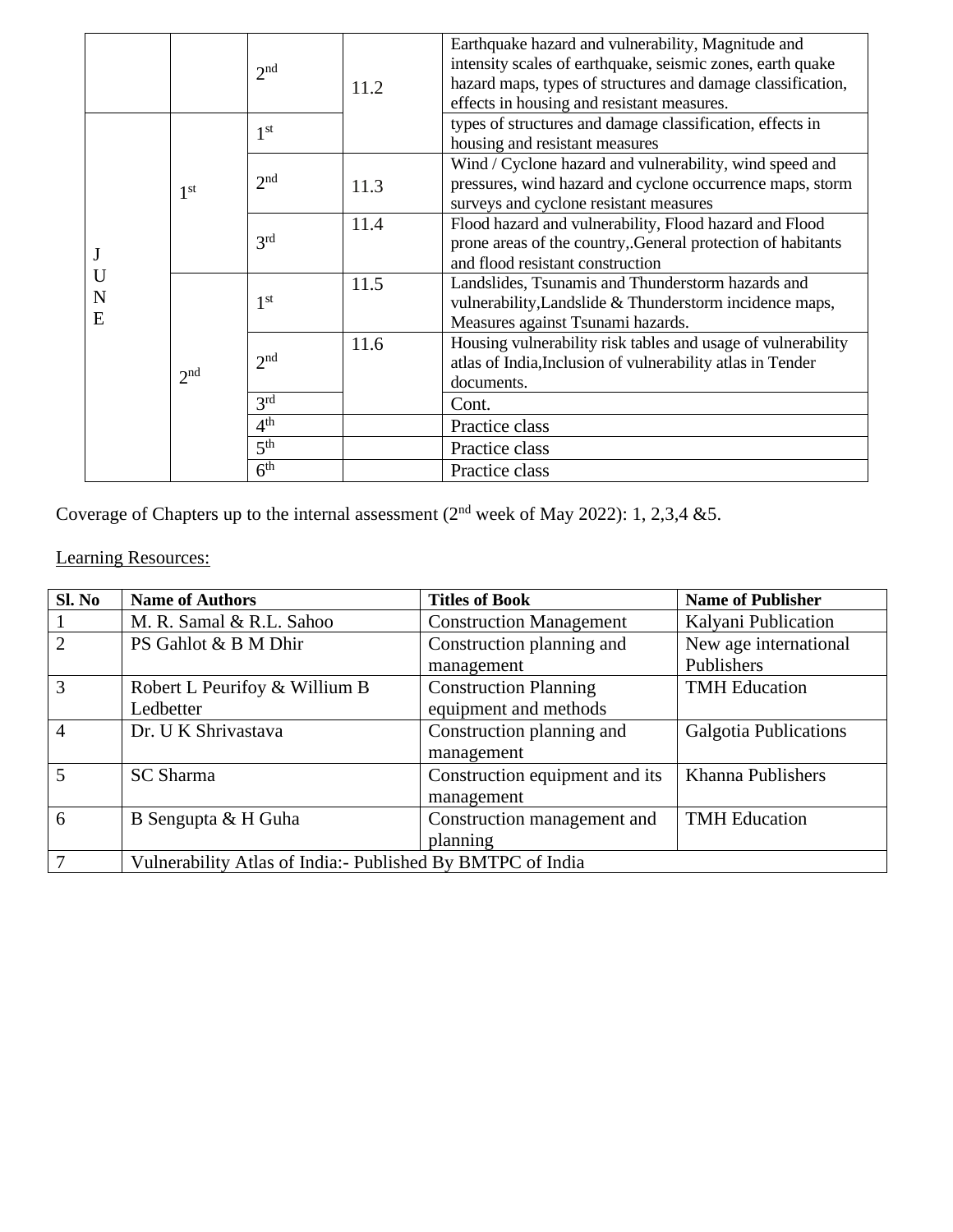| | | | | |
|---|---|---|---|---|
| | | 2nd | 11.2 | Earthquake hazard and vulnerability, Magnitude and intensity scales of earthquake, seismic zones, earth quake hazard maps, types of structures and damage classification, effects in housing and resistant measures. |
| JUNE | 1st | 1st | | types of structures and damage classification, effects in housing and resistant measures |
| | | 2nd | 11.3 | Wind / Cyclone hazard and vulnerability, wind speed and pressures, wind hazard and cyclone occurrence maps, storm surveys and cyclone resistant measures |
| | | 3rd | 11.4 | Flood hazard and vulnerability, Flood hazard and Flood prone areas of the country,.General protection of habitants and flood resistant construction |
| | 2nd | 1st | 11.5 | Landslides, Tsunamis and Thunderstorm hazards and vulnerability,Landslide & Thunderstorm incidence maps, Measures against Tsunami hazards. |
| | | 2nd | 11.6 | Housing vulnerability risk tables and usage of vulnerability atlas of India,Inclusion of vulnerability atlas in Tender documents. |
| | | 3rd | | Cont. |
| | | 4th | | Practice class |
| | | 5th | | Practice class |
| | | 6th | | Practice class |

Coverage of Chapters up to the internal assessment (2nd week of May 2022): 1, 2,3,4 &5.

Learning Resources:

| Sl. No | Name of Authors | Titles of Book | Name of Publisher |
|---|---|---|---|
| 1 | M. R. Samal & R.L. Sahoo | Construction Management | Kalyani Publication |
| 2 | PS Gahlot & B M Dhir | Construction planning and management | New age international Publishers |
| 3 | Robert L Peurifoy & Willium B Ledbetter | Construction Planning equipment and methods | TMH Education |
| 4 | Dr. U K Shrivastava | Construction planning and management | Galgotia Publications |
| 5 | SC Sharma | Construction equipment and its management | Khanna Publishers |
| 6 | B Sengupta & H Guha | Construction management and planning | TMH Education |
| 7 | Vulnerability Atlas of India:- Published By BMTPC of India | | |